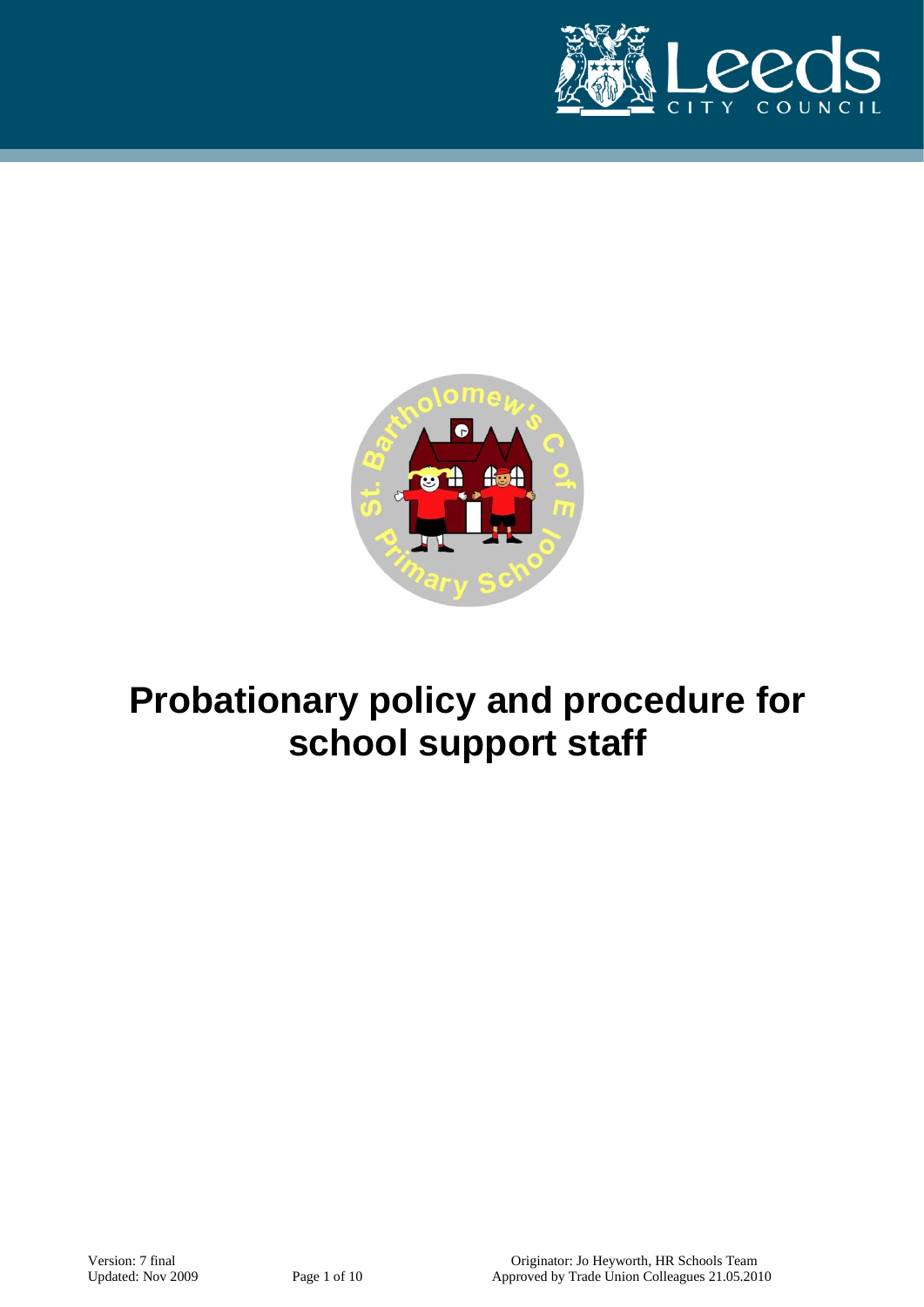# Probationary policy and procedure for school support staff

Version: 7 final
Updated: Nov 2009

Originator: Jo Heyworth, HR Schools Team
Approved by Trade Union Colleagues 21.05.2010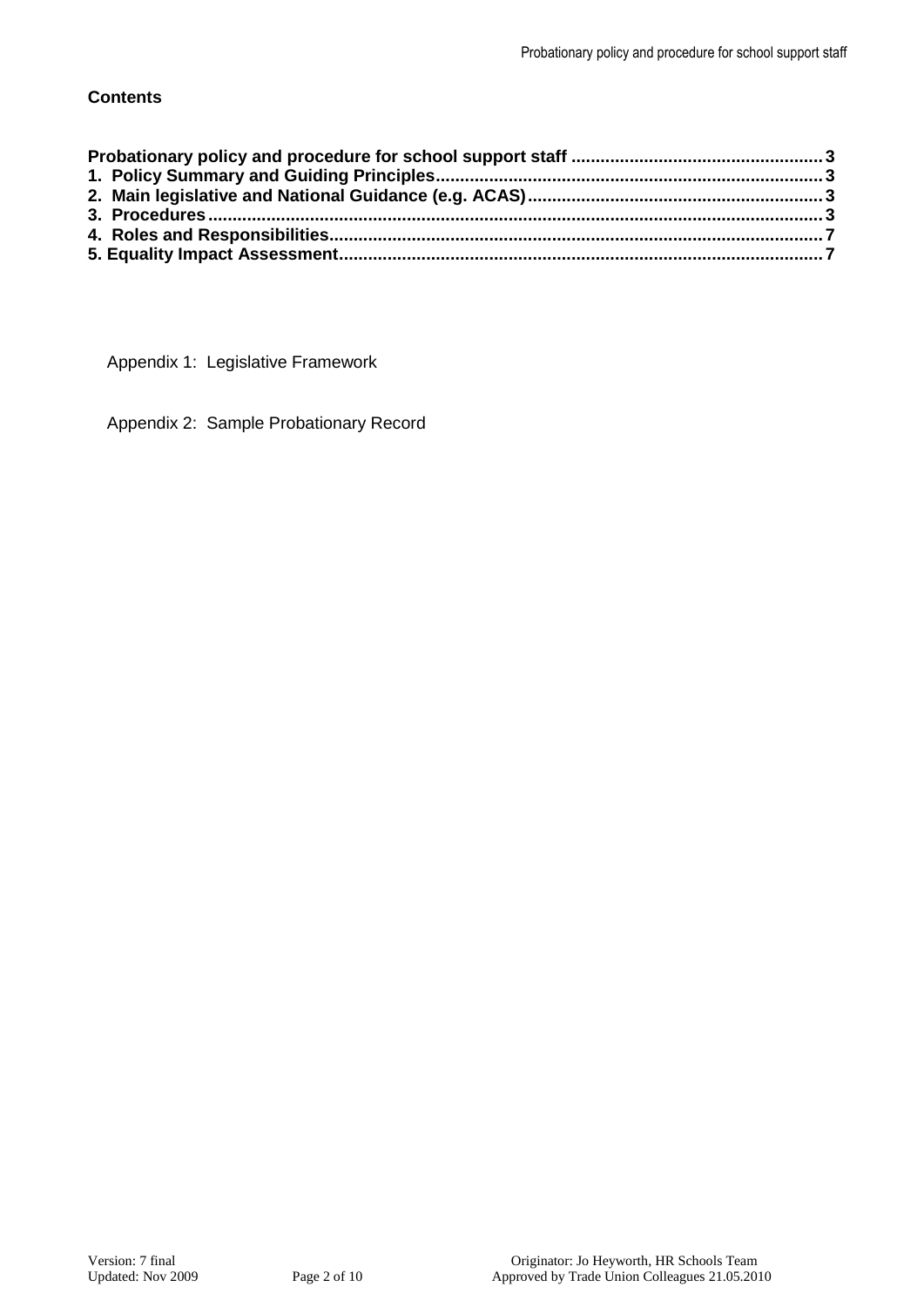**Contents**

**Probationary policy and procedure for school support staff .................................................... 3**
**1. Policy Summary and Guiding Principles............................................................................... 3**
**2. Main legislative and National Guidance (e.g. ACAS)............................................................ 3**
**3. Procedures............................................................................................................................. 3**
**4. Roles and Responsibilities.................................................................................................... 7**
**5. Equality Impact Assessment.................................................................................................. 7**

Appendix 1: Legislative Framework

Appendix 2: Sample Probationary Record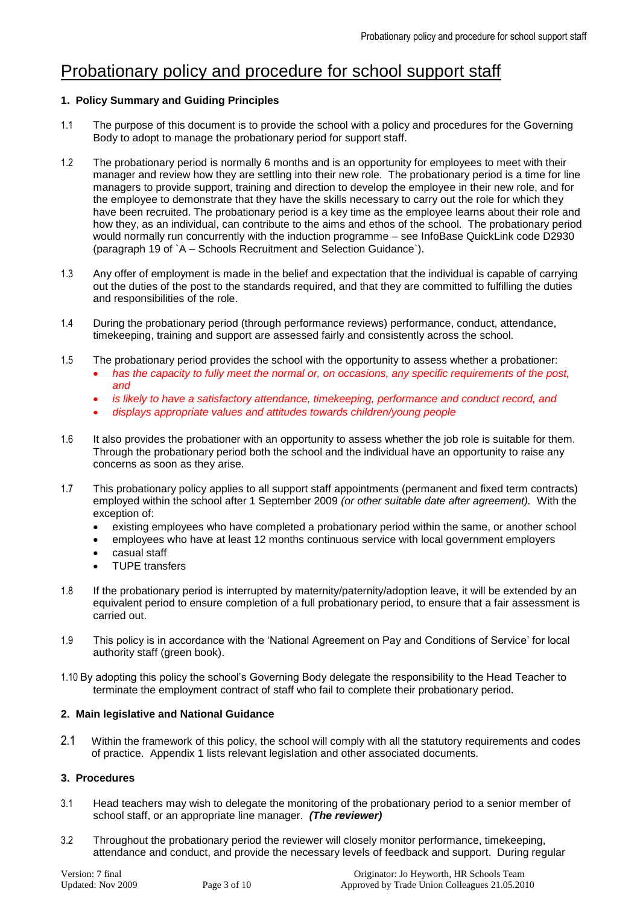# Probationary policy and procedure for school support staff

**1. Policy Summary and Guiding Principles**

1.1 The purpose of this document is to provide the school with a policy and procedures for the Governing Body to adopt to manage the probationary period for support staff.

1.2 The probationary period is normally 6 months and is an opportunity for employees to meet with their manager and review how they are settling into their new role. The probationary period is a time for line managers to provide support, training and direction to develop the employee in their new role, and for the employee to demonstrate that they have the skills necessary to carry out the role for which they have been recruited. The probationary period is a key time as the employee learns about their role and how they, as an individual, can contribute to the aims and ethos of the school. The probationary period would normally run concurrently with the induction programme – see InfoBase QuickLink code D2930 (paragraph 19 of `A – Schools Recruitment and Selection Guidance`).

1.3 Any offer of employment is made in the belief and expectation that the individual is capable of carrying out the duties of the post to the standards required, and that they are committed to fulfilling the duties and responsibilities of the role.

1.4 During the probationary period (through performance reviews) performance, conduct, attendance, timekeeping, training and support are assessed fairly and consistently across the school.

1.5 The probationary period provides the school with the opportunity to assess whether a probationer:

- *has the capacity to fully meet the normal or, on occasions, any specific requirements of the post, and*
- *is likely to have a satisfactory attendance, timekeeping, performance and conduct record, and*
- *displays appropriate values and attitudes towards children/young people*

1.6 It also provides the probationer with an opportunity to assess whether the job role is suitable for them. Through the probationary period both the school and the individual have an opportunity to raise any concerns as soon as they arise.

1.7 This probationary policy applies to all support staff appointments (permanent and fixed term contracts) employed within the school after 1 September 2009 *(or other suitable date after agreement).* With the exception of:

- existing employees who have completed a probationary period within the same, or another school
- employees who have at least 12 months continuous service with local government employers
- casual staff
- TUPE transfers

1.8 If the probationary period is interrupted by maternity/paternity/adoption leave, it will be extended by an equivalent period to ensure completion of a full probationary period, to ensure that a fair assessment is carried out.

1.9 This policy is in accordance with the 'National Agreement on Pay and Conditions of Service' for local authority staff (green book).

1.10 By adopting this policy the school's Governing Body delegate the responsibility to the Head Teacher to terminate the employment contract of staff who fail to complete their probationary period.

**2. Main legislative and National Guidance**

2.1 Within the framework of this policy, the school will comply with all the statutory requirements and codes of practice. Appendix 1 lists relevant legislation and other associated documents.

**3. Procedures**

3.1 Head teachers may wish to delegate the monitoring of the probationary period to a senior member of school staff, or an appropriate line manager. ***(The reviewer)***

3.2 Throughout the probationary period the reviewer will closely monitor performance, timekeeping, attendance and conduct, and provide the necessary levels of feedback and support. During regular

Version: 7 final
Updated: Nov 2009

Originator: Jo Heyworth, HR Schools Team
Approved by Trade Union Colleagues 21.05.2010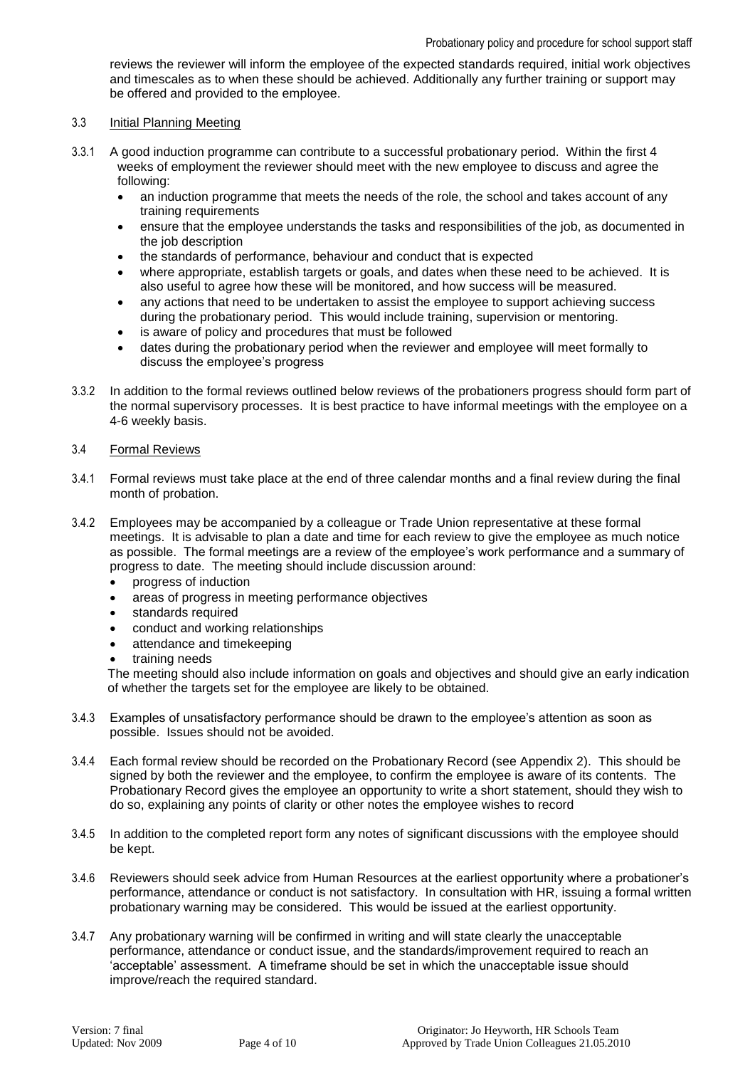reviews the reviewer will inform the employee of the expected standards required, initial work objectives and timescales as to when these should be achieved. Additionally any further training or support may be offered and provided to the employee.

3.3 Initial Planning Meeting

3.3.1 A good induction programme can contribute to a successful probationary period. Within the first 4 weeks of employment the reviewer should meet with the new employee to discuss and agree the following:

- an induction programme that meets the needs of the role, the school and takes account of any training requirements
- ensure that the employee understands the tasks and responsibilities of the job, as documented in the job description
- the standards of performance, behaviour and conduct that is expected
- where appropriate, establish targets or goals, and dates when these need to be achieved. It is also useful to agree how these will be monitored, and how success will be measured.
- any actions that need to be undertaken to assist the employee to support achieving success during the probationary period. This would include training, supervision or mentoring.
- is aware of policy and procedures that must be followed
- dates during the probationary period when the reviewer and employee will meet formally to discuss the employee's progress

3.3.2 In addition to the formal reviews outlined below reviews of the probationers progress should form part of the normal supervisory processes. It is best practice to have informal meetings with the employee on a 4-6 weekly basis.

3.4 Formal Reviews

3.4.1 Formal reviews must take place at the end of three calendar months and a final review during the final month of probation.

3.4.2 Employees may be accompanied by a colleague or Trade Union representative at these formal meetings. It is advisable to plan a date and time for each review to give the employee as much notice as possible. The formal meetings are a review of the employee's work performance and a summary of progress to date. The meeting should include discussion around:

- progress of induction
- areas of progress in meeting performance objectives
- standards required
- conduct and working relationships
- attendance and timekeeping
- training needs

The meeting should also include information on goals and objectives and should give an early indication of whether the targets set for the employee are likely to be obtained.

3.4.3 Examples of unsatisfactory performance should be drawn to the employee's attention as soon as possible. Issues should not be avoided.

3.4.4 Each formal review should be recorded on the Probationary Record (see Appendix 2). This should be signed by both the reviewer and the employee, to confirm the employee is aware of its contents. The Probationary Record gives the employee an opportunity to write a short statement, should they wish to do so, explaining any points of clarity or other notes the employee wishes to record

3.4.5 In addition to the completed report form any notes of significant discussions with the employee should be kept.

3.4.6 Reviewers should seek advice from Human Resources at the earliest opportunity where a probationer's performance, attendance or conduct is not satisfactory. In consultation with HR, issuing a formal written probationary warning may be considered. This would be issued at the earliest opportunity.

3.4.7 Any probationary warning will be confirmed in writing and will state clearly the unacceptable performance, attendance or conduct issue, and the standards/improvement required to reach an 'acceptable' assessment. A timeframe should be set in which the unacceptable issue should improve/reach the required standard.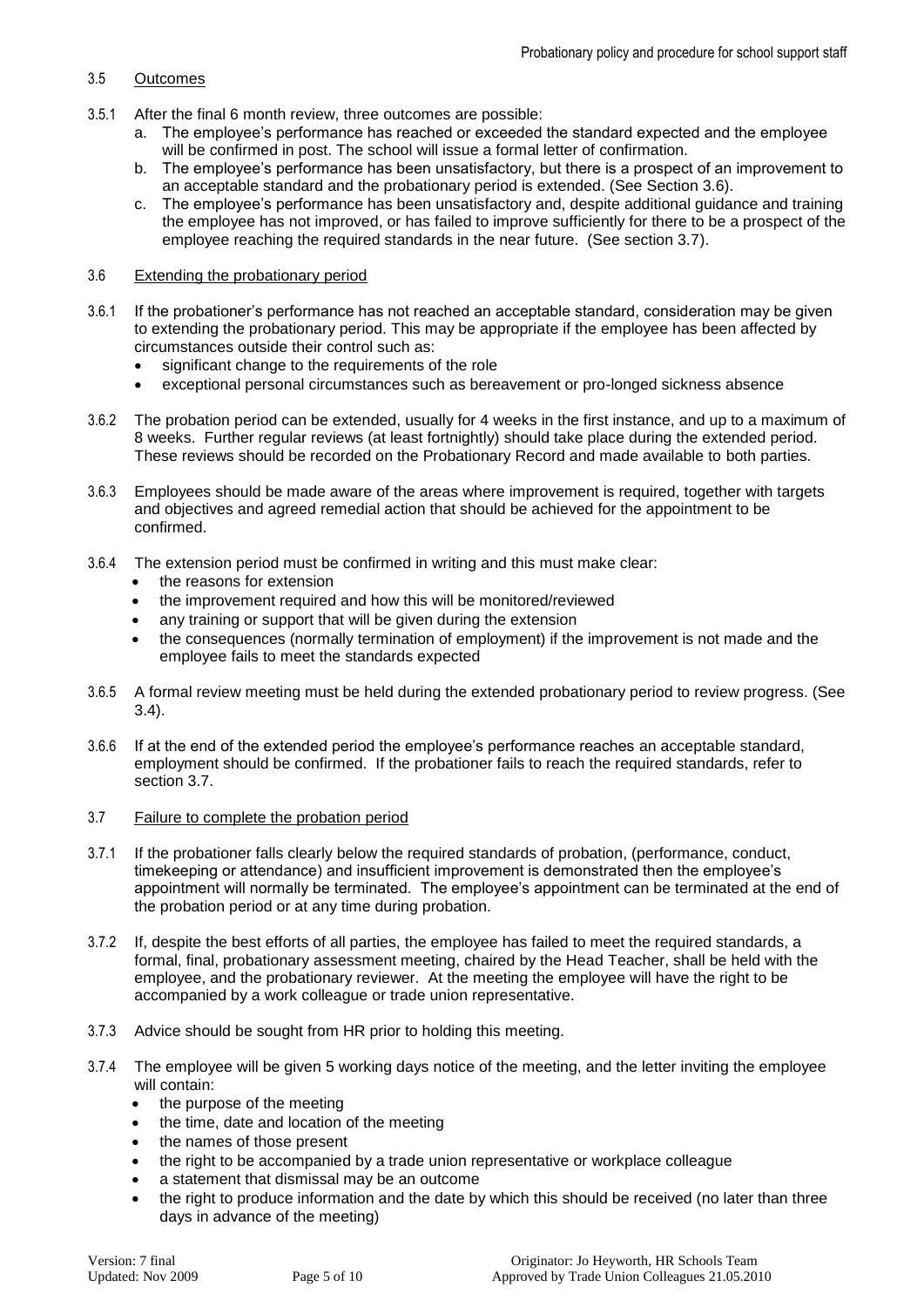### 3.5 Outcomes

3.5.1 After the final 6 month review, three outcomes are possible:

a. The employee's performance has reached or exceeded the standard expected and the employee will be confirmed in post. The school will issue a formal letter of confirmation.
b. The employee's performance has been unsatisfactory, but there is a prospect of an improvement to an acceptable standard and the probationary period is extended. (See Section 3.6).
c. The employee's performance has been unsatisfactory and, despite additional guidance and training the employee has not improved, or has failed to improve sufficiently for there to be a prospect of the employee reaching the required standards in the near future. (See section 3.7).

### 3.6 Extending the probationary period

3.6.1 If the probationer's performance has not reached an acceptable standard, consideration may be given to extending the probationary period. This may be appropriate if the employee has been affected by circumstances outside their control such as:

- significant change to the requirements of the role
- exceptional personal circumstances such as bereavement or pro-longed sickness absence

3.6.2 The probation period can be extended, usually for 4 weeks in the first instance, and up to a maximum of 8 weeks. Further regular reviews (at least fortnightly) should take place during the extended period. These reviews should be recorded on the Probationary Record and made available to both parties.

3.6.3 Employees should be made aware of the areas where improvement is required, together with targets and objectives and agreed remedial action that should be achieved for the appointment to be confirmed.

3.6.4 The extension period must be confirmed in writing and this must make clear:

- the reasons for extension
- the improvement required and how this will be monitored/reviewed
- any training or support that will be given during the extension
- the consequences (normally termination of employment) if the improvement is not made and the employee fails to meet the standards expected

3.6.5 A formal review meeting must be held during the extended probationary period to review progress. (See 3.4).

3.6.6 If at the end of the extended period the employee's performance reaches an acceptable standard, employment should be confirmed. If the probationer fails to reach the required standards, refer to section 3.7.

### 3.7 Failure to complete the probation period

3.7.1 If the probationer falls clearly below the required standards of probation, (performance, conduct, timekeeping or attendance) and insufficient improvement is demonstrated then the employee's appointment will normally be terminated. The employee's appointment can be terminated at the end of the probation period or at any time during probation.

3.7.2 If, despite the best efforts of all parties, the employee has failed to meet the required standards, a formal, final, probationary assessment meeting, chaired by the Head Teacher, shall be held with the employee, and the probationary reviewer. At the meeting the employee will have the right to be accompanied by a work colleague or trade union representative.

3.7.3 Advice should be sought from HR prior to holding this meeting.

3.7.4 The employee will be given 5 working days notice of the meeting, and the letter inviting the employee will contain:

- the purpose of the meeting
- the time, date and location of the meeting
- the names of those present
- the right to be accompanied by a trade union representative or workplace colleague
- a statement that dismissal may be an outcome
- the right to produce information and the date by which this should be received (no later than three days in advance of the meeting)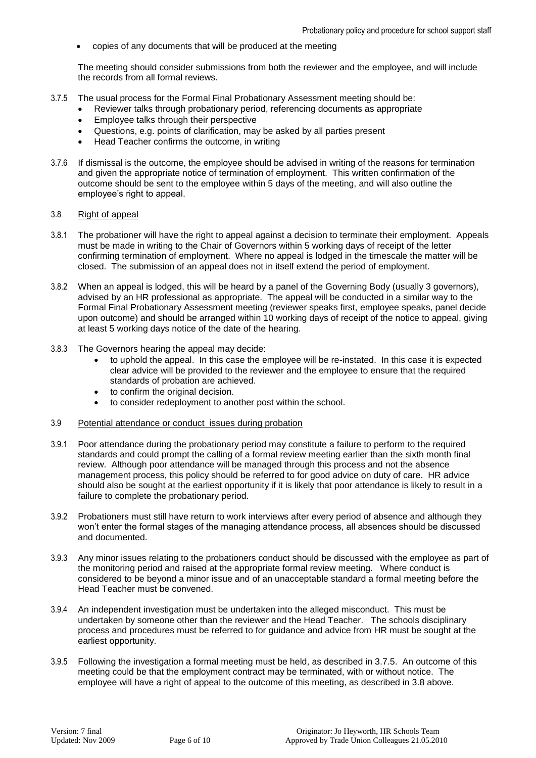- copies of any documents that will be produced at the meeting

The meeting should consider submissions from both the reviewer and the employee, and will include the records from all formal reviews.

3.7.5 The usual process for the Formal Final Probationary Assessment meeting should be:

- Reviewer talks through probationary period, referencing documents as appropriate
- Employee talks through their perspective
- Questions, e.g. points of clarification, may be asked by all parties present
- Head Teacher confirms the outcome, in writing

3.7.6 If dismissal is the outcome, the employee should be advised in writing of the reasons for termination and given the appropriate notice of termination of employment. This written confirmation of the outcome should be sent to the employee within 5 days of the meeting, and will also outline the employee's right to appeal.

3.8 Right of appeal

3.8.1 The probationer will have the right to appeal against a decision to terminate their employment. Appeals must be made in writing to the Chair of Governors within 5 working days of receipt of the letter confirming termination of employment. Where no appeal is lodged in the timescale the matter will be closed. The submission of an appeal does not in itself extend the period of employment.

3.8.2 When an appeal is lodged, this will be heard by a panel of the Governing Body (usually 3 governors), advised by an HR professional as appropriate. The appeal will be conducted in a similar way to the Formal Final Probationary Assessment meeting (reviewer speaks first, employee speaks, panel decide upon outcome) and should be arranged within 10 working days of receipt of the notice to appeal, giving at least 5 working days notice of the date of the hearing.

3.8.3 The Governors hearing the appeal may decide:

- to uphold the appeal. In this case the employee will be re-instated. In this case it is expected clear advice will be provided to the reviewer and the employee to ensure that the required standards of probation are achieved.
- to confirm the original decision.
- to consider redeployment to another post within the school.

3.9 Potential attendance or conduct issues during probation

3.9.1 Poor attendance during the probationary period may constitute a failure to perform to the required standards and could prompt the calling of a formal review meeting earlier than the sixth month final review. Although poor attendance will be managed through this process and not the absence management process, this policy should be referred to for good advice on duty of care. HR advice should also be sought at the earliest opportunity if it is likely that poor attendance is likely to result in a failure to complete the probationary period.

3.9.2 Probationers must still have return to work interviews after every period of absence and although they won't enter the formal stages of the managing attendance process, all absences should be discussed and documented.

3.9.3 Any minor issues relating to the probationers conduct should be discussed with the employee as part of the monitoring period and raised at the appropriate formal review meeting. Where conduct is considered to be beyond a minor issue and of an unacceptable standard a formal meeting before the Head Teacher must be convened.

3.9.4 An independent investigation must be undertaken into the alleged misconduct. This must be undertaken by someone other than the reviewer and the Head Teacher. The schools disciplinary process and procedures must be referred to for guidance and advice from HR must be sought at the earliest opportunity.

3.9.5 Following the investigation a formal meeting must be held, as described in 3.7.5. An outcome of this meeting could be that the employment contract may be terminated, with or without notice. The employee will have a right of appeal to the outcome of this meeting, as described in 3.8 above.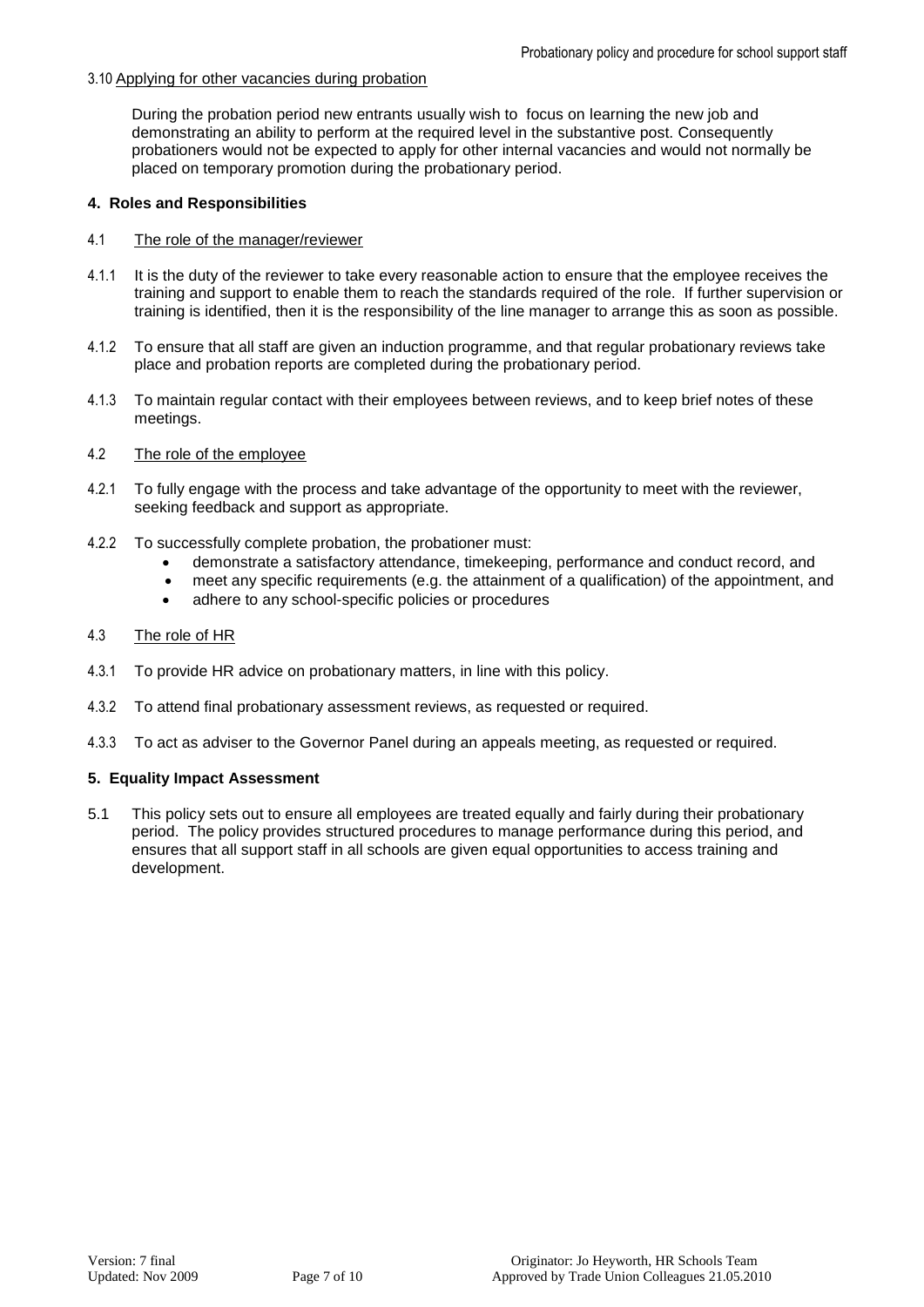3.10 Applying for other vacancies during probation

During the probation period new entrants usually wish to focus on learning the new job and demonstrating an ability to perform at the required level in the substantive post. Consequently probationers would not be expected to apply for other internal vacancies and would not normally be placed on temporary promotion during the probationary period.

## 4. Roles and Responsibilities

4.1 The role of the manager/reviewer

4.1.1 It is the duty of the reviewer to take every reasonable action to ensure that the employee receives the training and support to enable them to reach the standards required of the role. If further supervision or training is identified, then it is the responsibility of the line manager to arrange this as soon as possible.

4.1.2 To ensure that all staff are given an induction programme, and that regular probationary reviews take place and probation reports are completed during the probationary period.

4.1.3 To maintain regular contact with their employees between reviews, and to keep brief notes of these meetings.

4.2 The role of the employee

4.2.1 To fully engage with the process and take advantage of the opportunity to meet with the reviewer, seeking feedback and support as appropriate.

4.2.2 To successfully complete probation, the probationer must:

- demonstrate a satisfactory attendance, timekeeping, performance and conduct record, and
- meet any specific requirements (e.g. the attainment of a qualification) of the appointment, and
- adhere to any school-specific policies or procedures

4.3 The role of HR

4.3.1 To provide HR advice on probationary matters, in line with this policy.

4.3.2 To attend final probationary assessment reviews, as requested or required.

4.3.3 To act as adviser to the Governor Panel during an appeals meeting, as requested or required.

## 5. Equality Impact Assessment

5.1 This policy sets out to ensure all employees are treated equally and fairly during their probationary period. The policy provides structured procedures to manage performance during this period, and ensures that all support staff in all schools are given equal opportunities to access training and development.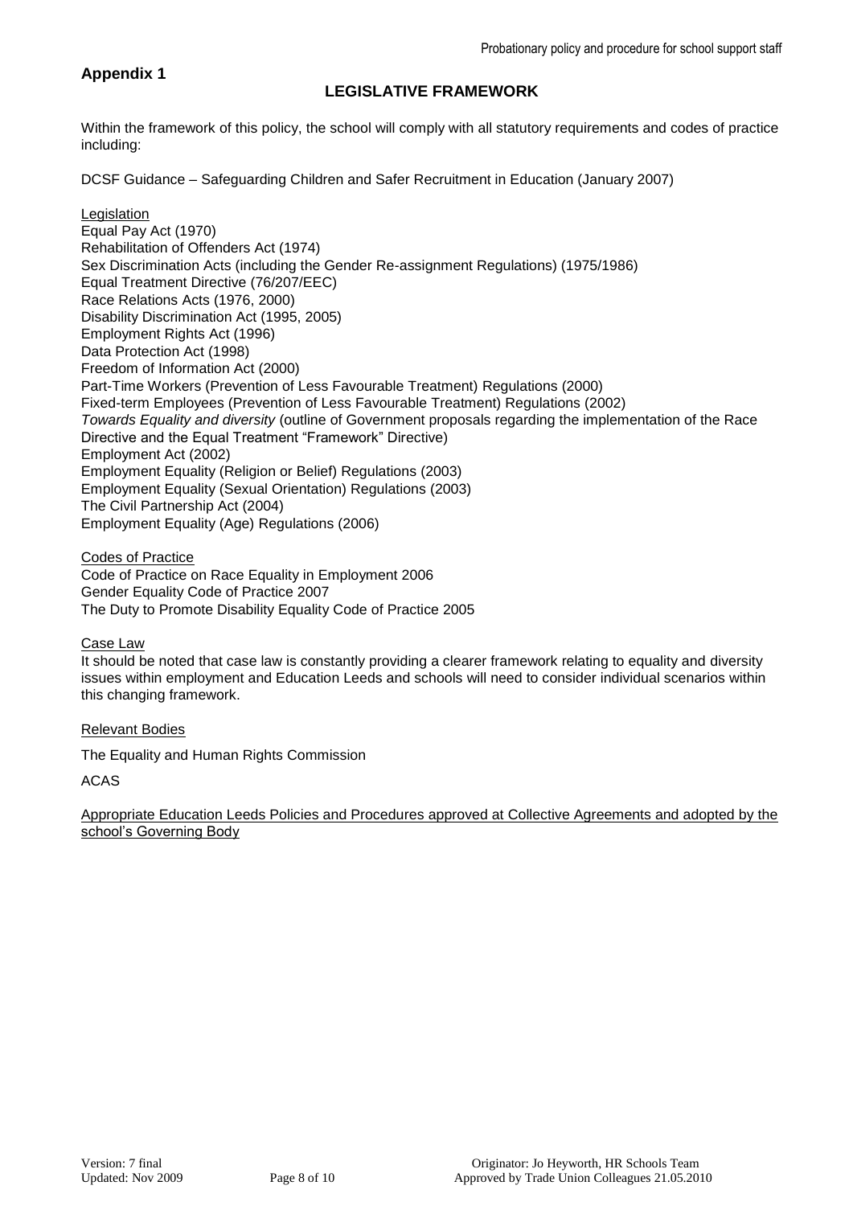**Appendix 1**

## LEGISLATIVE FRAMEWORK

Within the framework of this policy, the school will comply with all statutory requirements and codes of practice including:

DCSF Guidance – Safeguarding Children and Safer Recruitment in Education (January 2007)

<u>Legislation</u>
Equal Pay Act (1970)
Rehabilitation of Offenders Act (1974)
Sex Discrimination Acts (including the Gender Re-assignment Regulations) (1975/1986)
Equal Treatment Directive (76/207/EEC)
Race Relations Acts (1976, 2000)
Disability Discrimination Act (1995, 2005)
Employment Rights Act (1996)
Data Protection Act (1998)
Freedom of Information Act (2000)
Part-Time Workers (Prevention of Less Favourable Treatment) Regulations (2000)
Fixed-term Employees (Prevention of Less Favourable Treatment) Regulations (2002)
*Towards Equality and diversity* (outline of Government proposals regarding the implementation of the Race Directive and the Equal Treatment "Framework" Directive)
Employment Act (2002)
Employment Equality (Religion or Belief) Regulations (2003)
Employment Equality (Sexual Orientation) Regulations (2003)
The Civil Partnership Act (2004)
Employment Equality (Age) Regulations (2006)

<u>Codes of Practice</u>
Code of Practice on Race Equality in Employment 2006
Gender Equality Code of Practice 2007
The Duty to Promote Disability Equality Code of Practice 2005

<u>Case Law</u>
It should be noted that case law is constantly providing a clearer framework relating to equality and diversity issues within employment and Education Leeds and schools will need to consider individual scenarios within this changing framework.

<u>Relevant Bodies</u>

The Equality and Human Rights Commission

ACAS

<u>Appropriate Education Leeds Policies and Procedures approved at Collective Agreements and adopted by the school's Governing Body</u>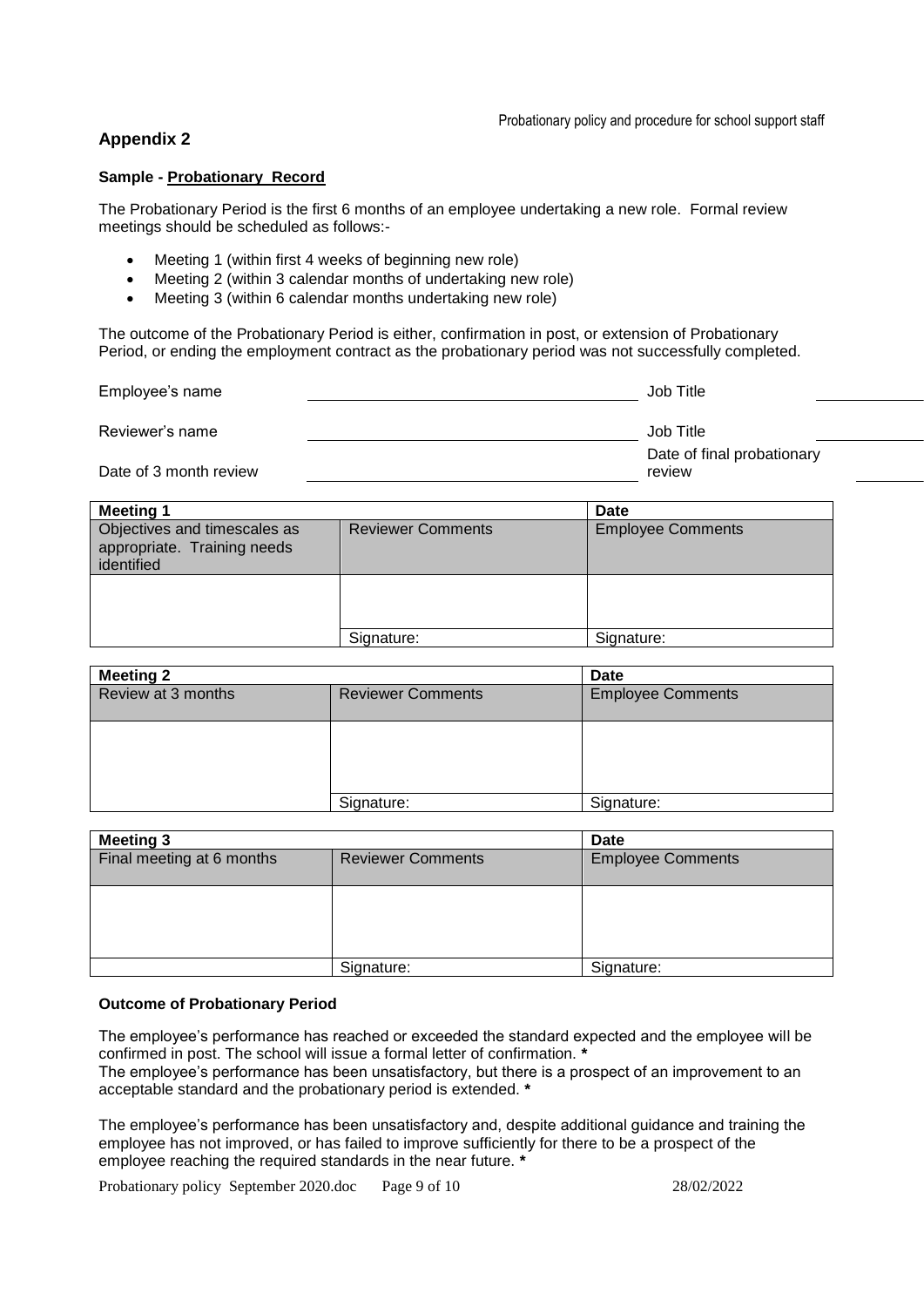## Appendix 2

**Sample - Probationary Record**

The Probationary Period is the first 6 months of an employee undertaking a new role. Formal review meetings should be scheduled as follows:-

- Meeting 1 (within first 4 weeks of beginning new role)
- Meeting 2 (within 3 calendar months of undertaking new role)
- Meeting 3 (within 6 calendar months undertaking new role)

The outcome of the Probationary Period is either, confirmation in post, or extension of Probationary Period, or ending the employment contract as the probationary period was not successfully completed.

Employee's name ______________________ Job Title ____________

Reviewer's name ______________________ Job Title ____________

Date of 3 month review ______________________ Date of final probationary review ____________

| Meeting 1 | | Date |
|---|---|---|
| Objectives and timescales as appropriate. Training needs identified | Reviewer Comments | Employee Comments |
| | | |
| | Signature: | Signature: |

| Meeting 2 | | Date |
|---|---|---|
| Review at 3 months | Reviewer Comments | Employee Comments |
| | | |
| | Signature: | Signature: |

| Meeting 3 | | Date |
|---|---|---|
| Final meeting at 6 months | Reviewer Comments | Employee Comments |
| | | |
| | Signature: | Signature: |

**Outcome of Probationary Period**

The employee's performance has reached or exceeded the standard expected and the employee will be confirmed in post. The school will issue a formal letter of confirmation. *****
The employee's performance has been unsatisfactory, but there is a prospect of an improvement to an acceptable standard and the probationary period is extended. *****

The employee's performance has been unsatisfactory and, despite additional guidance and training the employee has not improved, or has failed to improve sufficiently for there to be a prospect of the employee reaching the required standards in the near future. *****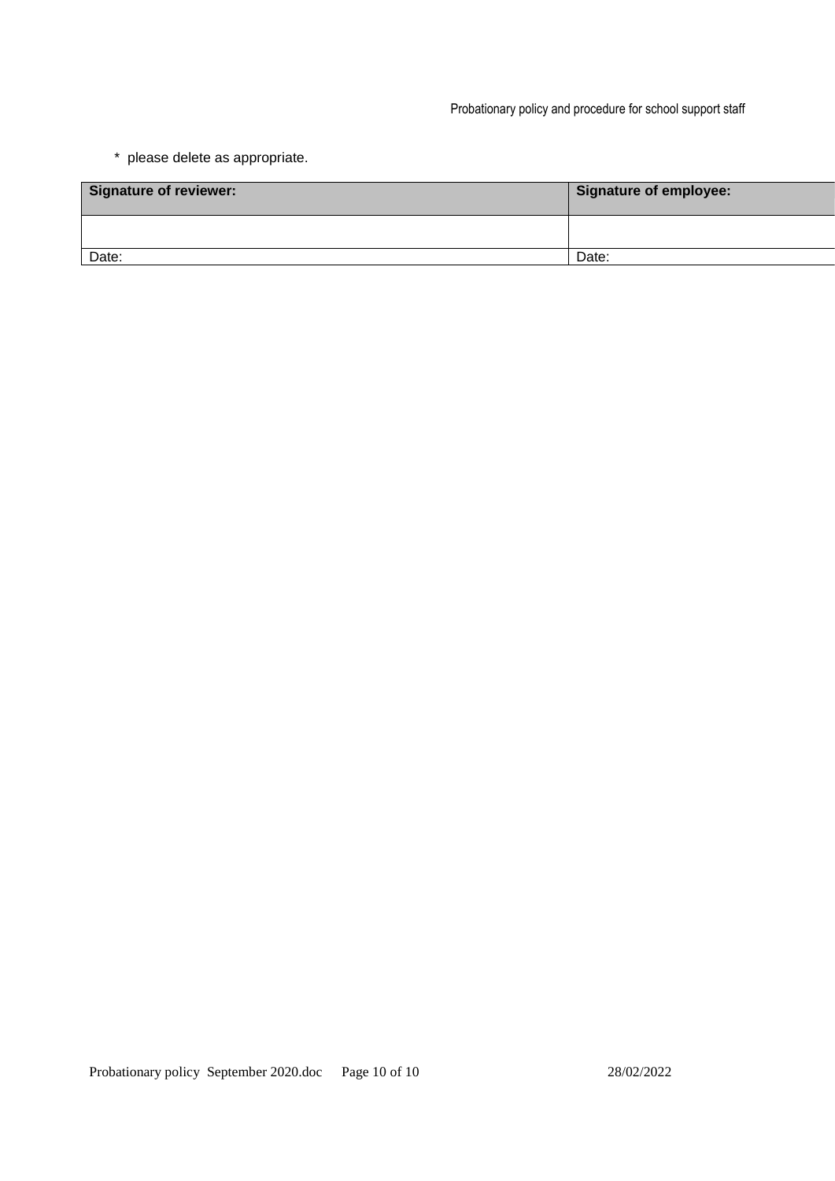* please delete as appropriate.

| Signature of reviewer: | Signature of employee: |
| --- | --- |
| | |
| Date: | Date: |